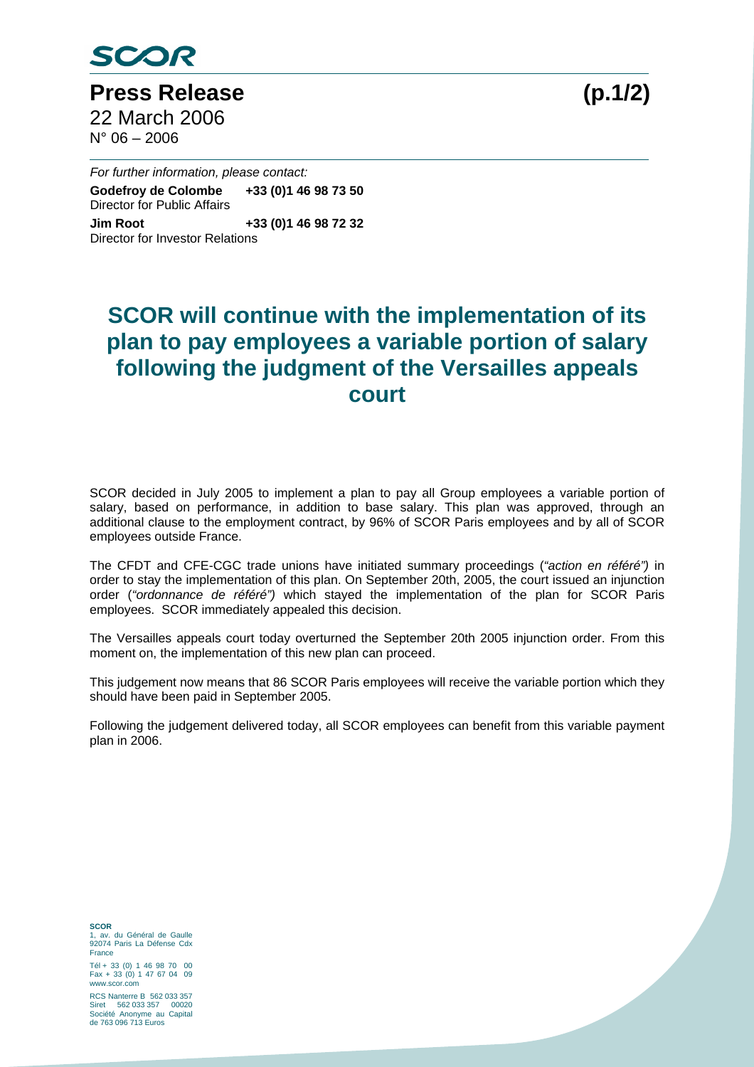SCOR

# Press Release (p.1/2)

22 March 2006
N° 06 – 2006

*For further information, please contact:*

**Godefroy de Colombe** **+33 (0)1 46 98 73 50**
Director for Public Affairs

**Jim Root** **+33 (0)1 46 98 72 32**
Director for Investor Relations

## SCOR will continue with the implementation of its plan to pay employees a variable portion of salary following the judgment of the Versailles appeals court

SCOR decided in July 2005 to implement a plan to pay all Group employees a variable portion of salary, based on performance, in addition to base salary. This plan was approved, through an additional clause to the employment contract, by 96% of SCOR Paris employees and by all of SCOR employees outside France.

The CFDT and CFE-CGC trade unions have initiated summary proceedings (*"action en référé")* in order to stay the implementation of this plan. On September 20th, 2005, the court issued an injunction order (*"ordonnance de référé")* which stayed the implementation of the plan for SCOR Paris employees. SCOR immediately appealed this decision.

The Versailles appeals court today overturned the September 20th 2005 injunction order. From this moment on, the implementation of this new plan can proceed.

This judgement now means that 86 SCOR Paris employees will receive the variable portion which they should have been paid in September 2005.

Following the judgement delivered today, all SCOR employees can benefit from this variable payment plan in 2006.

**SCOR**
1, av. du Général de Gaulle
92074 Paris La Défense Cdx
France
Tél + 33 (0) 1 46 98 70 00
Fax + 33 (0) 1 47 67 04 09
www.scor.com
RCS Nanterre B 562 033 357
Siret 562 033 357 00020
Société Anonyme au Capital
de 763 096 713 Euros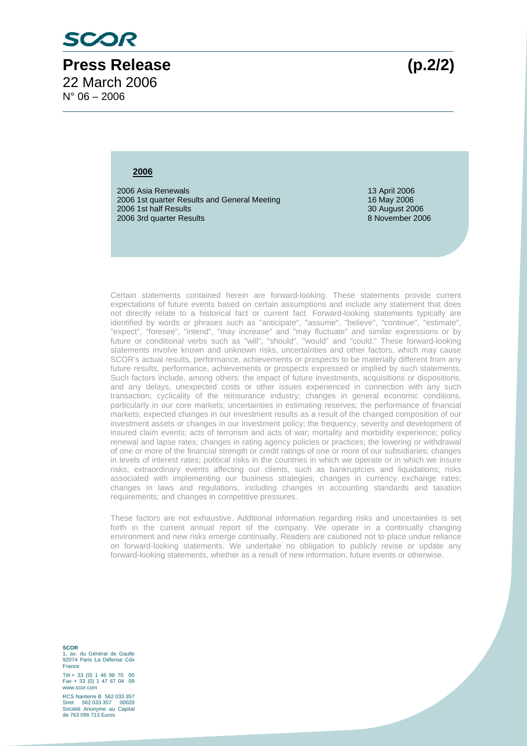**2006**

| | |
|---|---|
| 2006 Asia Renewals | 13 April 2006 |
| 2006 1st quarter Results and General Meeting | 16 May 2006 |
| 2006 1st half Results | 30 August 2006 |
| 2006 3rd quarter Results | 8 November 2006 |

Certain statements contained herein are forward-looking. These statements provide current expectations of future events based on certain assumptions and include any statement that does not directly relate to a historical fact or current fact. Forward-looking statements typically are identified by words or phrases such as "anticipate", "assume", "believe", "continue", "estimate", "expect", "foresee", "intend", "may increase" and "may fluctuate" and similar expressions or by future or conditional verbs such as "will", "should", "would" and "could." These forward-looking statements involve known and unknown risks, uncertainties and other factors, which may cause SCOR's actual results, performance, achievements or prospects to be materially different from any future results, performance, achievements or prospects expressed or implied by such statements. Such factors include, among others: the impact of future investments, acquisitions or dispositions, and any delays, unexpected costs or other issues experienced in connection with any such transaction; cyclicality of the reinsurance industry; changes in general economic conditions, particularly in our core markets; uncertainties in estimating reserves; the performance of financial markets; expected changes in our investment results as a result of the changed composition of our investment assets or changes in our investment policy; the frequency, severity and development of insured claim events; acts of terrorism and acts of war; mortality and morbidity experience; policy renewal and lapse rates; changes in rating agency policies or practices; the lowering or withdrawal of one or more of the financial strength or credit ratings of one or more of our subsidiaries; changes in levels of interest rates; political risks in the countries in which we operate or in which we insure risks; extraordinary events affecting our clients, such as bankruptcies and liquidations; risks associated with implementing our business strategies; changes in currency exchange rates; changes in laws and regulations, including changes in accounting standards and taxation requirements; and changes in competitive pressures.

These factors are not exhaustive. Additional information regarding risks and uncertainties is set forth in the current annual report of the company. We operate in a continually changing environment and new risks emerge continually. Readers are cautioned not to place undue reliance on forward-looking statements. We undertake no obligation to publicly revise or update any forward-looking statements, whether as a result of new information, future events or otherwise.

**SCOR**
1, av. du Général de Gaulle
92074 Paris La Défense Cdx
France

Tél + 33 (0) 1 46 98 70 00
Fax + 33 (0) 1 47 67 04 09
www.scor.com

RCS Nanterre B 562 033 357
Siret 562 033 357 00020
Société Anonyme au Capital de 763 096 713 Euros